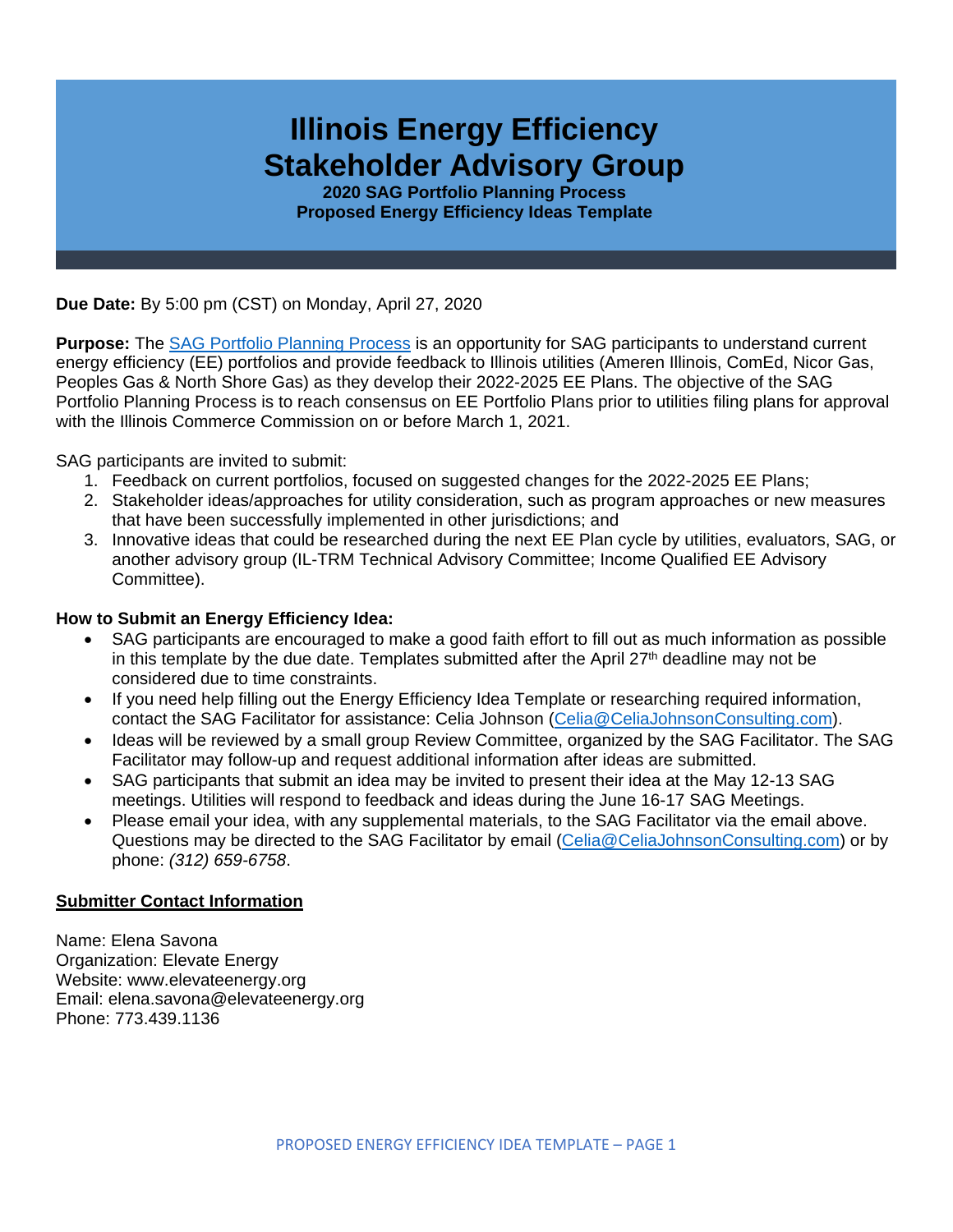# Illinois Energy Efficiency Stakeholder Advisory Group

**2020 SAG Portfolio Planning Process**
**Proposed Energy Efficiency Ideas Template**

**Due Date:** By 5:00 pm (CST) on Monday, April 27, 2020

**Purpose:** The [SAG Portfolio Planning Process] is an opportunity for SAG participants to understand current energy efficiency (EE) portfolios and provide feedback to Illinois utilities (Ameren Illinois, ComEd, Nicor Gas, Peoples Gas & North Shore Gas) as they develop their 2022-2025 EE Plans. The objective of the SAG Portfolio Planning Process is to reach consensus on EE Portfolio Plans prior to utilities filing plans for approval with the Illinois Commerce Commission on or before March 1, 2021.

SAG participants are invited to submit:

1. Feedback on current portfolios, focused on suggested changes for the 2022-2025 EE Plans;
2. Stakeholder ideas/approaches for utility consideration, such as program approaches or new measures that have been successfully implemented in other jurisdictions; and
3. Innovative ideas that could be researched during the next EE Plan cycle by utilities, evaluators, SAG, or another advisory group (IL-TRM Technical Advisory Committee; Income Qualified EE Advisory Committee).

**How to Submit an Energy Efficiency Idea:**

- SAG participants are encouraged to make a good faith effort to fill out as much information as possible in this template by the due date. Templates submitted after the April 27th deadline may not be considered due to time constraints.
- If you need help filling out the Energy Efficiency Idea Template or researching required information, contact the SAG Facilitator for assistance: Celia Johnson (Celia@CeliaJohnsonConsulting.com).
- Ideas will be reviewed by a small group Review Committee, organized by the SAG Facilitator. The SAG Facilitator may follow-up and request additional information after ideas are submitted.
- SAG participants that submit an idea may be invited to present their idea at the May 12-13 SAG meetings. Utilities will respond to feedback and ideas during the June 16-17 SAG Meetings.
- Please email your idea, with any supplemental materials, to the SAG Facilitator via the email above. Questions may be directed to the SAG Facilitator by email (Celia@CeliaJohnsonConsulting.com) or by phone: *(312) 659-6758*.

**<u>Submitter Contact Information</u>**

Name: Elena Savona
Organization: Elevate Energy
Website: www.elevateenergy.org
Email: elena.savona@elevateenergy.org
Phone: 773.439.1136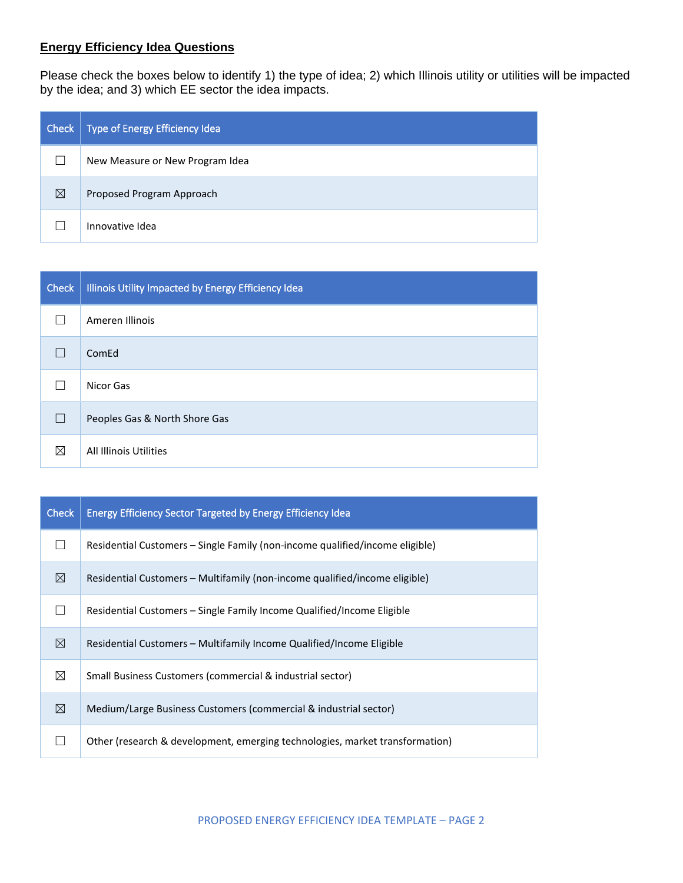**Energy Efficiency Idea Questions**

Please check the boxes below to identify 1) the type of idea; 2) which Illinois utility or utilities will be impacted by the idea; and 3) which EE sector the idea impacts.

| Check | Type of Energy Efficiency Idea |
|---|---|
| ☐ | New Measure or New Program Idea |
| ☒ | Proposed Program Approach |
| ☐ | Innovative Idea |

| Check | Illinois Utility Impacted by Energy Efficiency Idea |
|---|---|
| ☐ | Ameren Illinois |
| ☐ | ComEd |
| ☐ | Nicor Gas |
| ☐ | Peoples Gas & North Shore Gas |
| ☒ | All Illinois Utilities |

| Check | Energy Efficiency Sector Targeted by Energy Efficiency Idea |
|---|---|
| ☐ | Residential Customers – Single Family (non-income qualified/income eligible) |
| ☒ | Residential Customers – Multifamily (non-income qualified/income eligible) |
| ☐ | Residential Customers – Single Family Income Qualified/Income Eligible |
| ☒ | Residential Customers – Multifamily Income Qualified/Income Eligible |
| ☒ | Small Business Customers (commercial & industrial sector) |
| ☒ | Medium/Large Business Customers (commercial & industrial sector) |
| ☐ | Other (research & development, emerging technologies, market transformation) |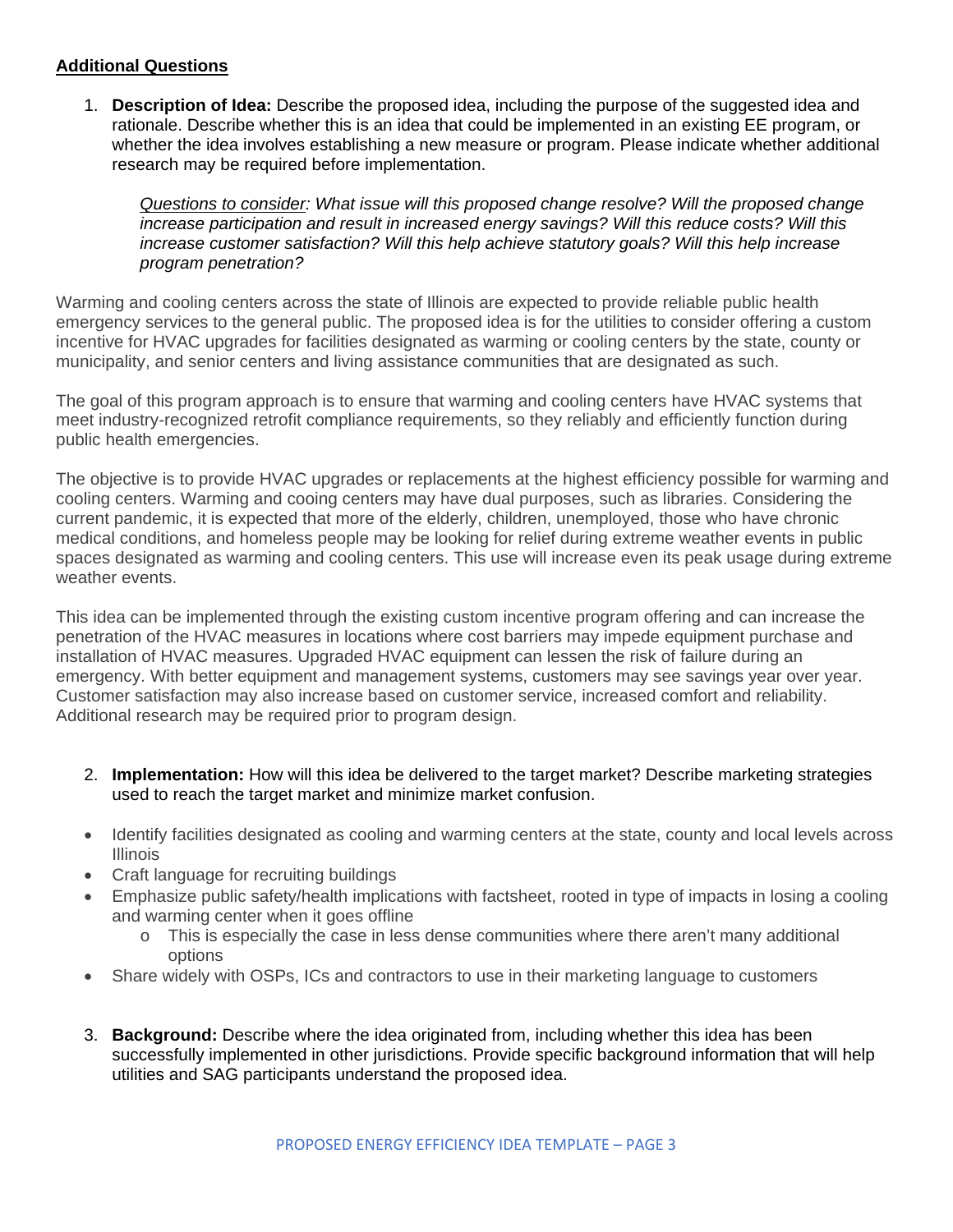**<u>Additional Questions</u>**

1. **Description of Idea:** Describe the proposed idea, including the purpose of the suggested idea and rationale. Describe whether this is an idea that could be implemented in an existing EE program, or whether the idea involves establishing a new measure or program. Please indicate whether additional research may be required before implementation.

   *<u>Questions to consider</u>: What issue will this proposed change resolve? Will the proposed change increase participation and result in increased energy savings? Will this reduce costs? Will this increase customer satisfaction? Will this help achieve statutory goals? Will this help increase program penetration?*

Warming and cooling centers across the state of Illinois are expected to provide reliable public health emergency services to the general public. The proposed idea is for the utilities to consider offering a custom incentive for HVAC upgrades for facilities designated as warming or cooling centers by the state, county or municipality, and senior centers and living assistance communities that are designated as such.

The goal of this program approach is to ensure that warming and cooling centers have HVAC systems that meet industry-recognized retrofit compliance requirements, so they reliably and efficiently function during public health emergencies.

The objective is to provide HVAC upgrades or replacements at the highest efficiency possible for warming and cooling centers. Warming and cooing centers may have dual purposes, such as libraries. Considering the current pandemic, it is expected that more of the elderly, children, unemployed, those who have chronic medical conditions, and homeless people may be looking for relief during extreme weather events in public spaces designated as warming and cooling centers. This use will increase even its peak usage during extreme weather events.

This idea can be implemented through the existing custom incentive program offering and can increase the penetration of the HVAC measures in locations where cost barriers may impede equipment purchase and installation of HVAC measures. Upgraded HVAC equipment can lessen the risk of failure during an emergency. With better equipment and management systems, customers may see savings year over year. Customer satisfaction may also increase based on customer service, increased comfort and reliability. Additional research may be required prior to program design.

2. **Implementation:** How will this idea be delivered to the target market? Describe marketing strategies used to reach the target market and minimize market confusion.

- Identify facilities designated as cooling and warming centers at the state, county and local levels across Illinois
- Craft language for recruiting buildings
- Emphasize public safety/health implications with factsheet, rooted in type of impacts in losing a cooling and warming center when it goes offline
  - This is especially the case in less dense communities where there aren't many additional options
- Share widely with OSPs, ICs and contractors to use in their marketing language to customers

3. **Background:** Describe where the idea originated from, including whether this idea has been successfully implemented in other jurisdictions. Provide specific background information that will help utilities and SAG participants understand the proposed idea.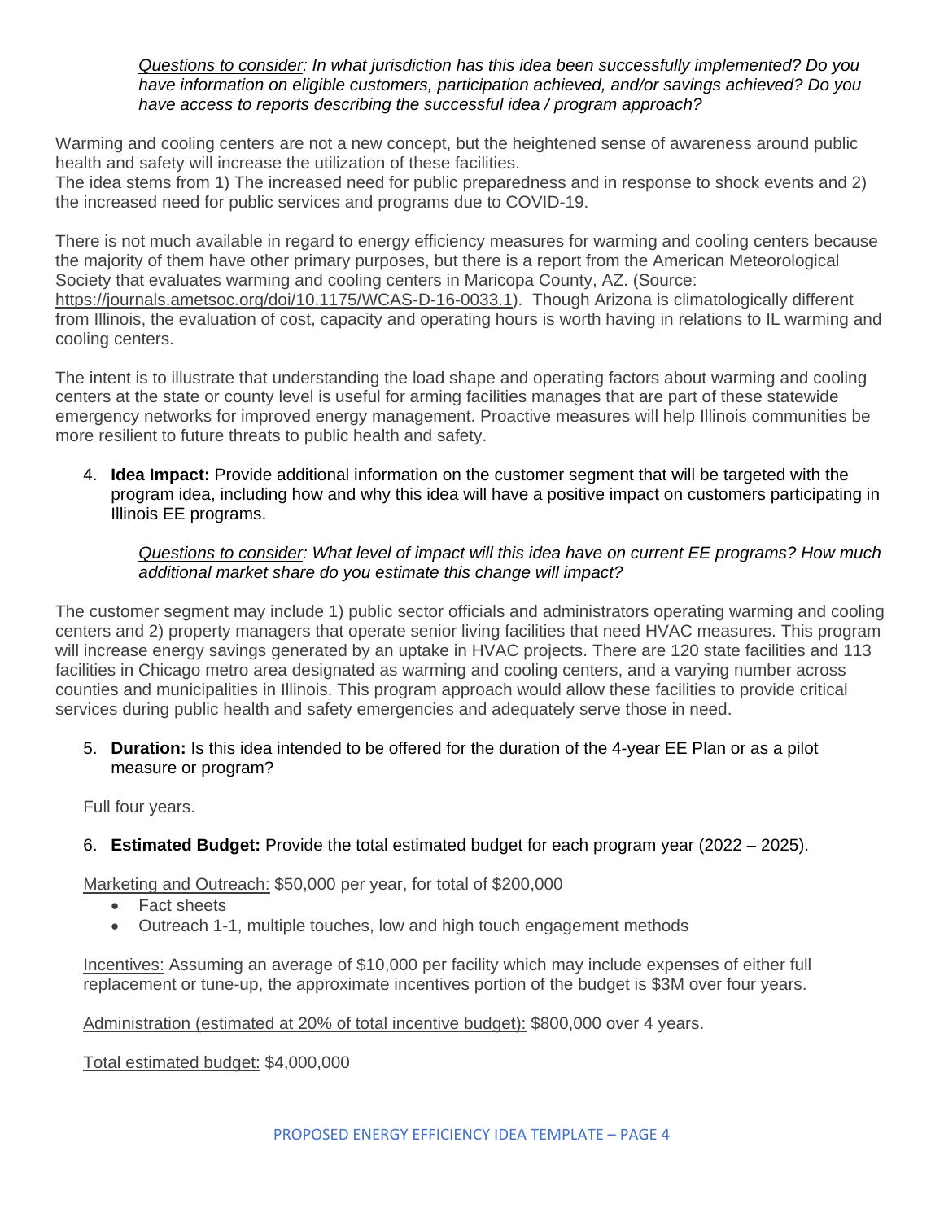*Questions to consider: In what jurisdiction has this idea been successfully implemented? Do you have information on eligible customers, participation achieved, and/or savings achieved? Do you have access to reports describing the successful idea / program approach?*

Warming and cooling centers are not a new concept, but the heightened sense of awareness around public health and safety will increase the utilization of these facilities.
The idea stems from 1) The increased need for public preparedness and in response to shock events and 2) the increased need for public services and programs due to COVID-19.

There is not much available in regard to energy efficiency measures for warming and cooling centers because the majority of them have other primary purposes, but there is a report from the American Meteorological Society that evaluates warming and cooling centers in Maricopa County, AZ. (Source: https://journals.ametsoc.org/doi/10.1175/WCAS-D-16-0033.1). Though Arizona is climatologically different from Illinois, the evaluation of cost, capacity and operating hours is worth having in relations to IL warming and cooling centers.

The intent is to illustrate that understanding the load shape and operating factors about warming and cooling centers at the state or county level is useful for arming facilities manages that are part of these statewide emergency networks for improved energy management. Proactive measures will help Illinois communities be more resilient to future threats to public health and safety.

4. **Idea Impact:** Provide additional information on the customer segment that will be targeted with the program idea, including how and why this idea will have a positive impact on customers participating in Illinois EE programs.

   *Questions to consider: What level of impact will this idea have on current EE programs? How much additional market share do you estimate this change will impact?*

The customer segment may include 1) public sector officials and administrators operating warming and cooling centers and 2) property managers that operate senior living facilities that need HVAC measures. This program will increase energy savings generated by an uptake in HVAC projects. There are 120 state facilities and 113 facilities in Chicago metro area designated as warming and cooling centers, and a varying number across counties and municipalities in Illinois. This program approach would allow these facilities to provide critical services during public health and safety emergencies and adequately serve those in need.

5. **Duration:** Is this idea intended to be offered for the duration of the 4-year EE Plan or as a pilot measure or program?

   Full four years.

6. **Estimated Budget:** Provide the total estimated budget for each program year (2022 – 2025).

   Marketing and Outreach: $50,000 per year, for total of $200,000

   - Fact sheets
   - Outreach 1-1, multiple touches, low and high touch engagement methods

   Incentives: Assuming an average of $10,000 per facility which may include expenses of either full replacement or tune-up, the approximate incentives portion of the budget is $3M over four years.

   Administration (estimated at 20% of total incentive budget): $800,000 over 4 years.

   Total estimated budget: $4,000,000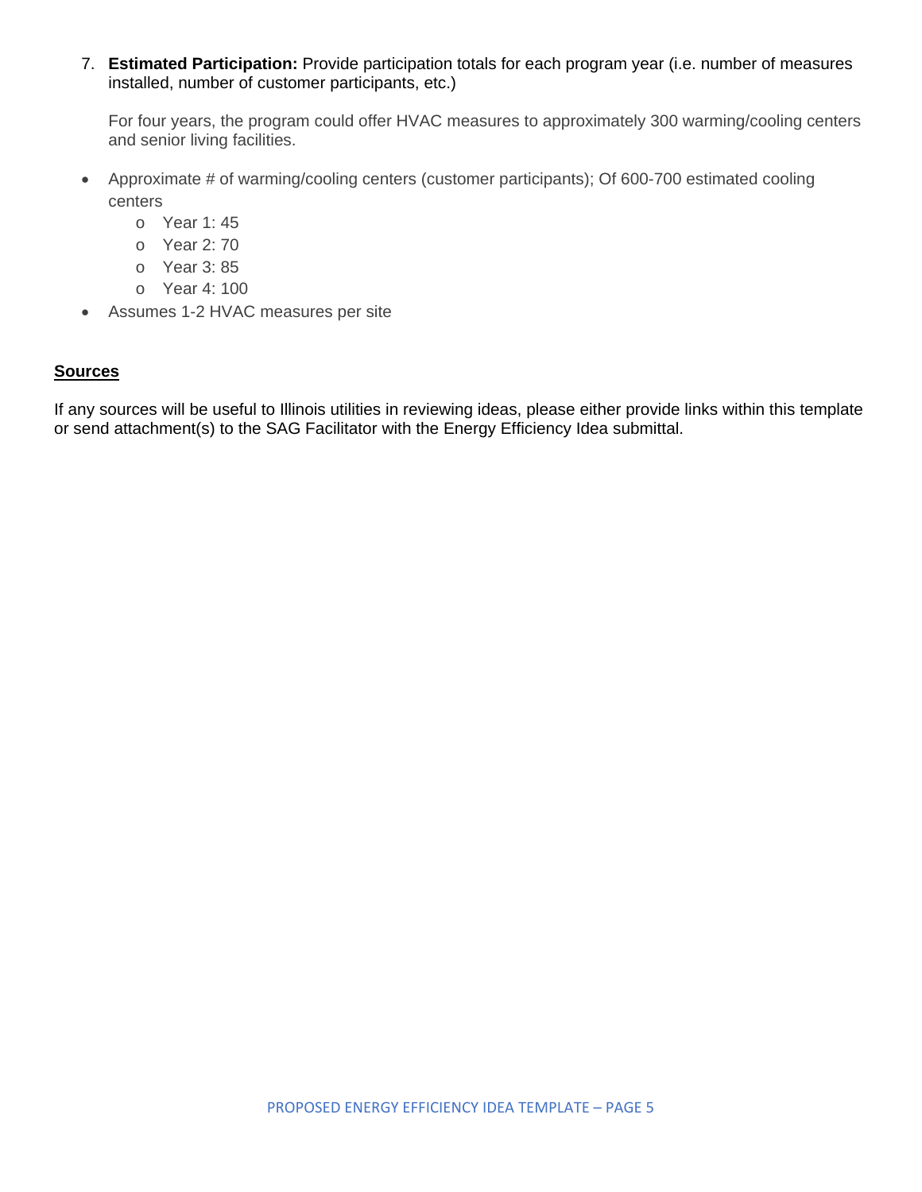7. **Estimated Participation:** Provide participation totals for each program year (i.e. number of measures installed, number of customer participants, etc.)

   For four years, the program could offer HVAC measures to approximately 300 warming/cooling centers and senior living facilities.

- Approximate # of warming/cooling centers (customer participants); Of 600-700 estimated cooling centers
  - Year 1: 45
  - Year 2: 70
  - Year 3: 85
  - Year 4: 100
- Assumes 1-2 HVAC measures per site

## Sources

If any sources will be useful to Illinois utilities in reviewing ideas, please either provide links within this template or send attachment(s) to the SAG Facilitator with the Energy Efficiency Idea submittal.